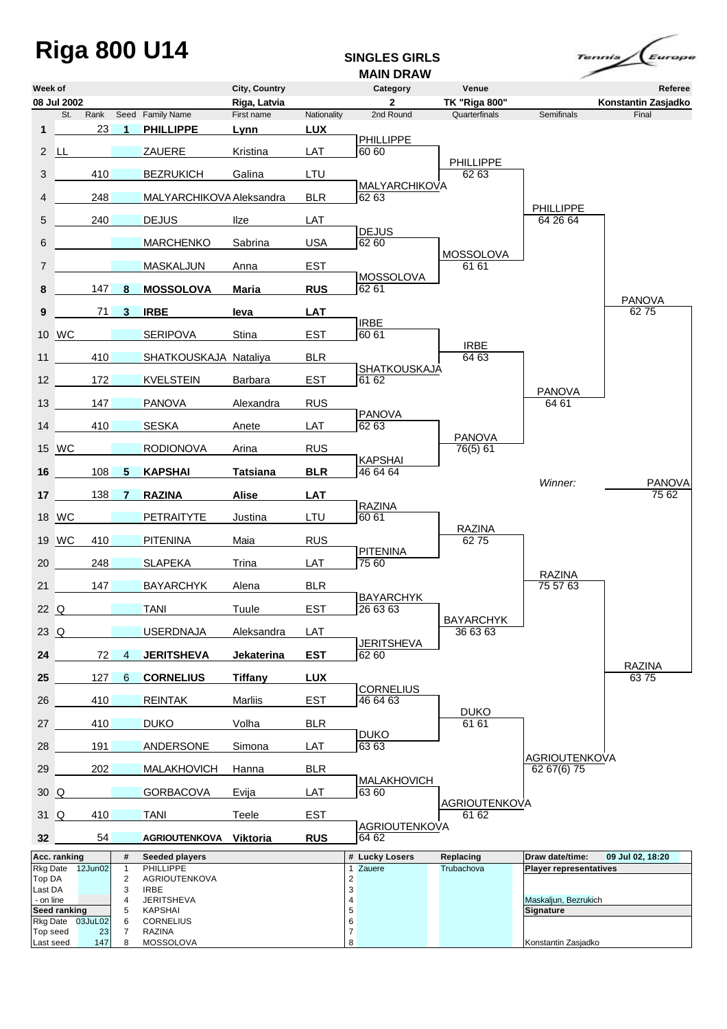# Riga 800 U14

**SINGLES GIRLS**
**MAIN DRAW**

| Week of | City, Country | Category | Venue | Referee |
|---|---|---|---|---|
| 08 Jul 2002 | Riga, Latvia | 2 | TK "Riga 800" | Konstantin Zasjadko |

| # | St. | Rank | Seed | Family Name | First name | Nationality | 2nd Round | Quarterfinals | Semifinals | Final |
|---|---|---|---|---|---|---|---|---|---|---|
| 1 | | 23 | 1 | **PHILLIPPE** | **Lynn** | **LUX** | | | | |
| 2 | LL | | | ZAUERE | Kristina | LAT | PHILLIPPE 60 60 | | | |
| 3 | | 410 | | BEZRUKICH | Galina | LTU | | PHILLIPPE 62 63 | | |
| 4 | | 248 | | MALYARCHIKOVA | Aleksandra | BLR | MALYARCHIKOVA 62 63 | | | |
| 5 | | 240 | | DEJUS | Ilze | LAT | | | PHILLIPPE 64 26 64 | |
| 6 | | | | MARCHENKO | Sabrina | USA | DEJUS 62 60 | | | |
| 7 | | | | MASKALJUN | Anna | EST | | MOSSOLOVA 61 61 | | |
| 8 | | 147 | 8 | **MOSSOLOVA** | **Maria** | **RUS** | MOSSOLOVA 62 61 | | | |
| 9 | | 71 | 3 | **IRBE** | **Ieva** | **LAT** | | | | PANOVA 62 75 |
| 10 | WC | | | SERIPOVA | Stina | EST | IRBE 60 61 | | | |
| 11 | | 410 | | SHATKOUSKAJA | Nataliya | BLR | | IRBE 64 63 | | |
| 12 | | 172 | | KVELSTEIN | Barbara | EST | SHATKOUSKAJA 61 62 | | | |
| 13 | | 147 | | PANOVA | Alexandra | RUS | | | PANOVA 64 61 | |
| 14 | | 410 | | SESKA | Anete | LAT | PANOVA 62 63 | | | |
| 15 | WC | | | RODIONOVA | Arina | RUS | | PANOVA 76(5) 61 | | |
| 16 | | 108 | 5 | **KAPSHAI** | **Tatsiana** | **BLR** | KAPSHAI 46 64 64 | | | |
| 17 | | 138 | 7 | **RAZINA** | **Alise** | **LAT** | | | *Winner:* | PANOVA 75 62 |
| 18 | WC | | | PETRAITYTE | Justina | LTU | RAZINA 60 61 | | | |
| 19 | WC | 410 | | PITENINA | Maia | RUS | | RAZINA 62 75 | | |
| 20 | | 248 | | SLAPEKA | Trina | LAT | PITENINA 75 60 | | | |
| 21 | | 147 | | BAYARCHYK | Alena | BLR | | | RAZINA 75 57 63 | |
| 22 | Q | | | TANI | Tuule | EST | BAYARCHYK 26 63 63 | | | |
| 23 | Q | | | USERDNAJA | Aleksandra | LAT | | BAYARCHYK 36 63 63 | | |
| 24 | | 72 | 4 | **JERITSHEVA** | **Jekaterina** | **EST** | JERITSHEVA 62 60 | | | |
| 25 | | 127 | 6 | **CORNELIUS** | **Tiffany** | **LUX** | | | | RAZINA 63 75 |
| 26 | | 410 | | REINTAK | Marliis | EST | CORNELIUS 46 64 63 | | | |
| 27 | | 410 | | DUKO | Volha | BLR | | DUKO 61 61 | | |
| 28 | | 191 | | ANDERSONE | Simona | LAT | DUKO 63 63 | | | |
| 29 | | 202 | | MALAKHOVICH | Hanna | BLR | | | AGRIOUTENKOVA 62 67(6) 75 | |
| 30 | Q | | | GORBACOVA | Evija | LAT | MALAKHOVICH 63 60 | | | |
| 31 | Q | 410 | | TANI | Teele | EST | | AGRIOUTENKOVA 61 62 | | |
| 32 | | 54 | | **AGRIOUTENKOVA** | **Viktoria** | **RUS** | AGRIOUTENKOVA 64 62 | | | |

| Acc. ranking | | # | Seeded players | # | Lucky Losers | Replacing | Draw date/time: | 09 Jul 02, 18:20 |
|---|---|---|---|---|---|---|---|---|
| Rkg Date | 12Jun02 | 1 | PHILLIPPE | 1 | Zauere | Trubachova | Player representatives | |
| Top DA | | 2 | AGRIOUTENKOVA | 2 | | | | |
| Last DA | | 3 | IRBE | 3 | | | | |
| - on line | | 4 | JERITSHEVA | 4 | | | Maskaljun, Bezrukich | |
| Seed ranking | | 5 | KAPSHAI | 5 | | | Signature | |
| Rkg Date | 03JuL02 | 6 | CORNELIUS | 6 | | | | |
| Top seed | 23 | 7 | RAZINA | 7 | | | | |
| Last seed | 147 | 8 | MOSSOLOVA | 8 | | | Konstantin Zasjadko | |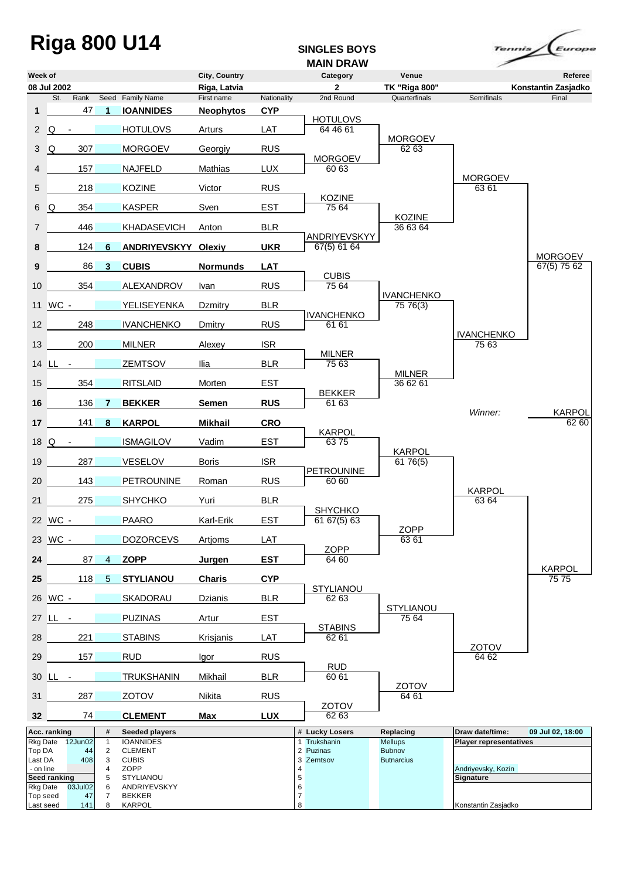# Riga 800 U14

**SINGLES BOYS**
**MAIN DRAW**

| Week of | City, Country | Category | Venue | Referee |
|---|---|---|---|---|
| 08 Jul 2002 | Riga, Latvia | 2 | TK "Riga 800" | Konstantin Zasjadko |

| # | St. | Rank | Seed | Family Name | First name | Nationality | 2nd Round | Quarterfinals | Semifinals | Final |
|---|---|---|---|---|---|---|---|---|---|---|
| 1 | | 47 | 1 | **IOANNIDES** | **Neophytos** | **CYP** | | | | |
| | | | | | | | HOTULOVS 64 46 61 | | | |
| 2 | Q | - | | HOTULOVS | Arturs | LAT | | | | |
| | | | | | | | | MORGOEV 62 63 | | |
| 3 | Q | 307 | | MORGOEV | Georgiy | RUS | | | | |
| | | | | | | | MORGOEV 60 63 | | | |
| 4 | | 157 | | NAJFELD | Mathias | LUX | | | | |
| | | | | | | | | | MORGOEV 63 61 | |
| 5 | | 218 | | KOZINE | Victor | RUS | | | | |
| | | | | | | | KOZINE 75 64 | | | |
| 6 | Q | 354 | | KASPER | Sven | EST | | | | |
| | | | | | | | | KOZINE 36 63 64 | | |
| 7 | | 446 | | KHADASEVICH | Anton | BLR | | | | |
| | | | | | | | ANDRIYEVSKYY 67(5) 61 64 | | | |
| 8 | | 124 | 6 | **ANDRIYEVSKYY** | **Olexiy** | **UKR** | | | | |
| | | | | | | | | | | MORGOEV 67(5) 75 62 |
| 9 | | 86 | 3 | **CUBIS** | **Normunds** | **LAT** | | | | |
| | | | | | | | CUBIS 75 64 | | | |
| 10 | | 354 | | ALEXANDROV | Ivan | RUS | | | | |
| | | | | | | | | IVANCHENKO 75 76(3) | | |
| 11 | WC | - | | YELISEYENKA | Dzmitry | BLR | | | | |
| | | | | | | | IVANCHENKO 61 61 | | | |
| 12 | | 248 | | IVANCHENKO | Dmitry | RUS | | | | |
| | | | | | | | | | IVANCHENKO 75 63 | |
| 13 | | 200 | | MILNER | Alexey | ISR | | | | |
| | | | | | | | MILNER 75 63 | | | |
| 14 | LL | - | | ZEMTSOV | Ilia | BLR | | | | |
| | | | | | | | | MILNER 36 62 61 | | |
| 15 | | 354 | | RITSLAID | Morten | EST | | | | |
| | | | | | | | BEKKER 61 63 | | | |
| 16 | | 136 | 7 | **BEKKER** | **Semen** | **RUS** | | | | |
| | | | | | | | | | *Winner:* | KARPOL 62 60 |
| 17 | | 141 | 8 | **KARPOL** | **Mikhail** | **CRO** | | | | |
| | | | | | | | KARPOL 63 75 | | | |
| 18 | Q | - | | ISMAGILOV | Vadim | EST | | | | |
| | | | | | | | | KARPOL 61 76(5) | | |
| 19 | | 287 | | VESELOV | Boris | ISR | | | | |
| | | | | | | | PETROUNINE 60 60 | | | |
| 20 | | 143 | | PETROUNINE | Roman | RUS | | | | |
| | | | | | | | | | KARPOL 63 64 | |
| 21 | | 275 | | SHYCHKO | Yuri | BLR | | | | |
| | | | | | | | SHYCHKO 61 67(5) 63 | | | |
| 22 | WC | - | | PAARO | Karl-Erik | EST | | | | |
| | | | | | | | | ZOPP 63 61 | | |
| 23 | WC | - | | DOZORCEVS | Artjoms | LAT | | | | |
| | | | | | | | ZOPP 64 60 | | | |
| 24 | | 87 | 4 | **ZOPP** | **Jurgen** | **EST** | | | | |
| | | | | | | | | | | KARPOL 75 75 |
| 25 | | 118 | 5 | **STYLIANOU** | **Charis** | **CYP** | | | | |
| | | | | | | | STYLIANOU 62 63 | | | |
| 26 | WC | - | | SKADORAU | Dzianis | BLR | | | | |
| | | | | | | | | STYLIANOU 75 64 | | |
| 27 | LL | - | | PUZINAS | Artur | EST | | | | |
| | | | | | | | STABINS 62 61 | | | |
| 28 | | 221 | | STABINS | Krisjanis | LAT | | | | |
| | | | | | | | | | ZOTOV 64 62 | |
| 29 | | 157 | | RUD | Igor | RUS | | | | |
| | | | | | | | RUD 60 61 | | | |
| 30 | LL | - | | TRUKSHANIN | Mikhail | BLR | | | | |
| | | | | | | | | ZOTOV 64 61 | | |
| 31 | | 287 | | ZOTOV | Nikita | RUS | | | | |
| | | | | | | | ZOTOV 62 63 | | | |
| 32 | | 74 | | **CLEMENT** | **Max** | **LUX** | | | | |

| Acc. ranking | | # | Seeded players | # | Lucky Losers | Replacing | Draw date/time: | 09 Jul 02, 18:00 |
|---|---|---|---|---|---|---|---|---|
| Rkg Date | 12Jun02 | 1 | IOANNIDES | 1 | Trukshanin | Mellups | **Player representatives** | |
| Top DA | 44 | 2 | CLEMENT | 2 | Puzinas | Bubnov | | |
| Last DA | 408 | 3 | CUBIS | 3 | Zemtsov | Butnarcius | | |
| - on line | | 4 | ZOPP | 4 | | | Andriyevsky, Kozin | |
| **Seed ranking** | | 5 | STYLIANOU | 5 | | | **Signature** | |
| Rkg Date | 03Jul02 | 6 | ANDRIYEVSKYY | 6 | | | | |
| Top seed | 47 | 7 | BEKKER | 7 | | | | |
| Last seed | 141 | 8 | KARPOL | 8 | | | Konstantin Zasjadko | |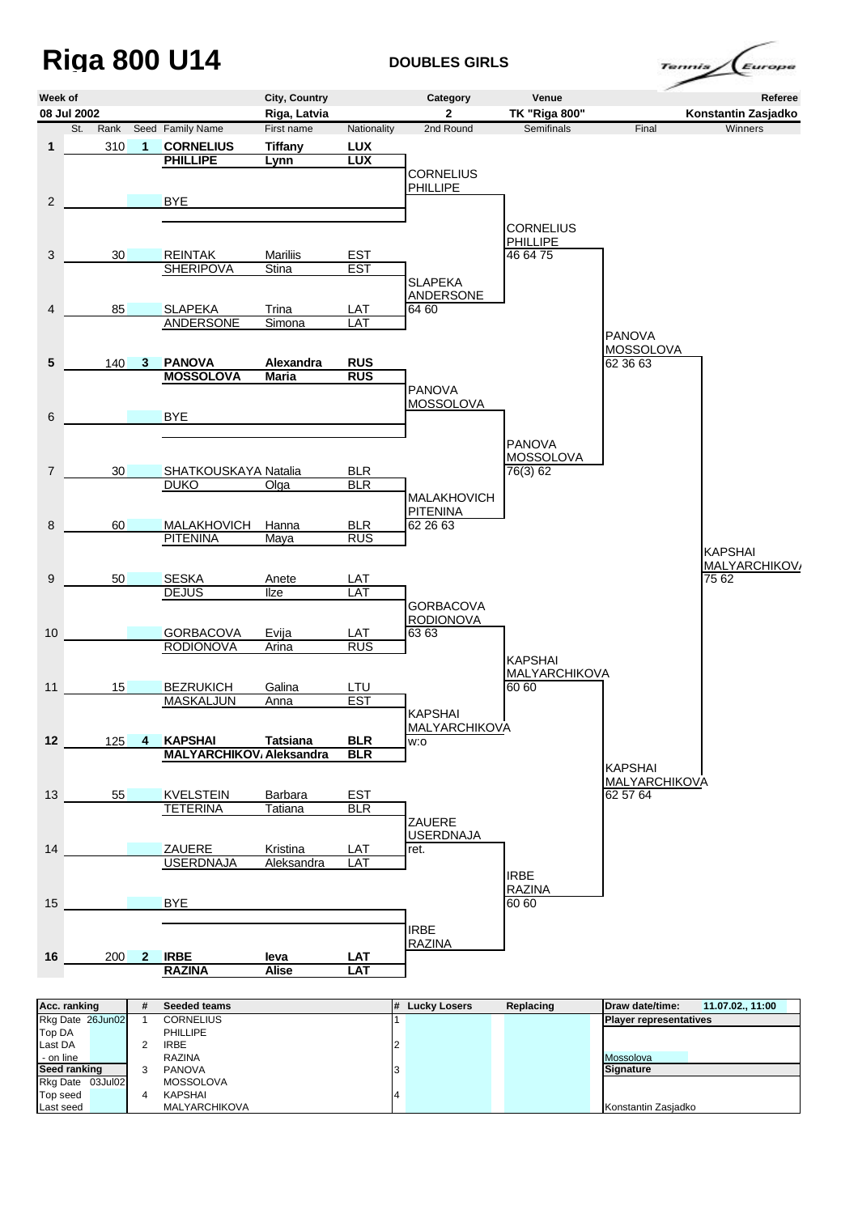# Riga 800 U14

**DOUBLES GIRLS**

| Week of | City, Country | Category | Venue | Referee |
|---|---|---|---|---|
| 08 Jul 2002 | Riga, Latvia | 2 | TK "Riga 800" | Konstantin Zasjadko |

| St. | Rank | Seed | Family Name | First name | Nationality | 2nd Round | Semifinals | Final | Winners |
|---|---|---|---|---|---|---|---|---|---|
| 1 | 310 | 1 | **CORNELIUS** / **PHILLIPE** | **Tiffany** / **Lynn** | **LUX** / **LUX** | CORNELIUS / PHILLIPE | | | |
| 2 | | | BYE | | | | CORNELIUS / PHILLIPE 46 64 75 | | |
| 3 | 30 | | REINTAK / SHERIPOVA | Mariliis / Stina | EST / EST | SLAPEKA / ANDERSONE 64 60 | | | |
| 4 | 85 | | SLAPEKA / ANDERSONE | Trina / Simona | LAT / LAT | | | PANOVA / MOSSOLOVA 62 36 63 | |
| 5 | 140 | 3 | **PANOVA** / **MOSSOLOVA** | **Alexandra** / **Maria** | **RUS** / **RUS** | PANOVA / MOSSOLOVA | | | |
| 6 | | | BYE | | | | PANOVA / MOSSOLOVA 76(3) 62 | | |
| 7 | 30 | | SHATKOUSKAYA / DUKO | Natalia / Olga | BLR / BLR | MALAKHOVICH / PITENINA 62 26 63 | | | |
| 8 | 60 | | MALAKHOVICH / PITENINA | Hanna / Maya | BLR / RUS | | | | KAPSHAI / MALYARCHIKOVA 75 62 |
| 9 | 50 | | SESKA / DEJUS | Anete / Ilze | LAT / LAT | GORBACOVA / RODIONOVA 63 63 | | | |
| 10 | | | GORBACOVA / RODIONOVA | Evija / Arina | LAT / RUS | | KAPSHAI / MALYARCHIKOVA 60 60 | | |
| 11 | 15 | | BEZRUKICH / MASKALJUN | Galina / Anna | LTU / EST | KAPSHAI / MALYARCHIKOVA w:o | | | |
| 12 | 125 | 4 | **KAPSHAI** / **MALYARCHIKOVA** | **Tatsiana** / **Aleksandra** | **BLR** / **BLR** | | | KAPSHAI / MALYARCHIKOVA 62 57 64 | |
| 13 | 55 | | KVELSTEIN / TETERINA | Barbara / Tatiana | EST / BLR | ZAUERE / USERDNAJA ret. | | | |
| 14 | | | ZAUERE / USERDNAJA | Kristina / Aleksandra | LAT / LAT | | IRBE / RAZINA 60 60 | | |
| 15 | | | BYE | | | IRBE / RAZINA | | | |
| 16 | 200 | 2 | **IRBE** / **RAZINA** | **Ieva** / **Alise** | **LAT** / **LAT** | | | | |

| Acc. ranking | # | Seeded teams | # | Lucky Losers | Replacing | Draw date/time: 11.07.02., 11:00 |
|---|---|---|---|---|---|---|
| Rkg Date 26Jun02 | 1 | CORNELIUS | 1 | | | Player representatives |
| Top DA | | PHILLIPE | | | | |
| Last DA | 2 | IRBE | 2 | | | |
| - on line | | RAZINA | | | | Mossolova |
| Seed ranking | 3 | PANOVA | 3 | | | Signature |
| Rkg Date 03Jul02 | | MOSSOLOVA | | | | |
| Top seed | 4 | KAPSHAI | 4 | | | |
| Last seed | | MALYARCHIKOVA | | | | Konstantin Zasjadko |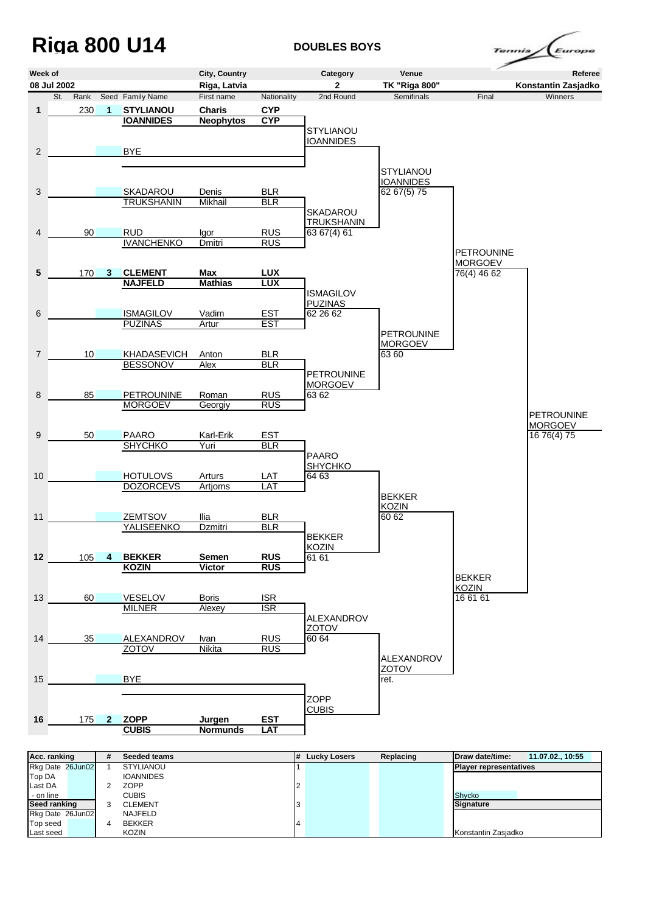# Riga 800 U14

**DOUBLES BOYS**

| Week of | City, Country | Category | Venue | Referee |
|---|---|---|---|---|
| 08 Jul 2002 | Riga, Latvia | 2 | TK "Riga 800" | Konstantin Zasjadko |

| # | St. | Rank | Seed | Family Name | First name | Nationality | 2nd Round | Semifinals | Final | Winners |
|---|---|---|---|---|---|---|---|---|---|---|
| 1 | | 230 | 1 | **STYLIANOU** | **Charis** | **CYP** | | | | |
| | | | | **IOANNIDES** | **Neophytos** | **CYP** | STYLIANOU / IOANNIDES | | | |
| 2 | | | | BYE | | | | | | |
| | | | | | | | | STYLIANOU / IOANNIDES 62 67(5) 75 | | |
| 3 | | | | SKADAROU | Denis | BLR | | | | |
| | | | | TRUKSHANIN | Mikhail | BLR | SKADAROU / TRUKSHANIN 63 67(4) 61 | | | |
| 4 | | 90 | | RUD | Igor | RUS | | | | |
| | | | | IVANCHENKO | Dmitri | RUS | | | PETROUNINE / MORGOEV 76(4) 46 62 | |
| 5 | | 170 | 3 | **CLEMENT** | **Max** | **LUX** | | | | |
| | | | | **NAJFELD** | **Mathias** | **LUX** | ISMAGILOV / PUZINAS 62 26 62 | | | |
| 6 | | | | ISMAGILOV | Vadim | EST | | | | |
| | | | | PUZINAS | Artur | EST | | PETROUNINE / MORGOEV 63 60 | | |
| 7 | | 10 | | KHADASEVICH | Anton | BLR | | | | |
| | | | | BESSONOV | Alex | BLR | PETROUNINE / MORGOEV 63 62 | | | |
| 8 | | 85 | | PETROUNINE | Roman | RUS | | | | |
| | | | | MORGOEV | Georgiy | RUS | | | | PETROUNINE / MORGOEV 16 76(4) 75 |
| 9 | | 50 | | PAARO | Karl-Erik | EST | | | | |
| | | | | SHYCHKO | Yuri | BLR | PAARO / SHYCHKO 64 63 | | | |
| 10 | | | | HOTULOVS | Arturs | LAT | | | | |
| | | | | DOZORCEVS | Artjoms | LAT | | BEKKER / KOZIN 60 62 | | |
| 11 | | | | ZEMTSOV | Ilia | BLR | | | | |
| | | | | YALISEENKO | Dzmitri | BLR | BEKKER / KOZIN 61 61 | | | |
| 12 | | 105 | 4 | **BEKKER** | **Semen** | **RUS** | | | | |
| | | | | **KOZIN** | **Victor** | **RUS** | | | BEKKER / KOZIN 16 61 61 | |
| 13 | | 60 | | VESELOV | Boris | ISR | | | | |
| | | | | MILNER | Alexey | ISR | ALEXANDROV / ZOTOV 60 64 | | | |
| 14 | | 35 | | ALEXANDROV | Ivan | RUS | | | | |
| | | | | ZOTOV | Nikita | RUS | | ALEXANDROV / ZOTOV ret. | | |
| 15 | | | | BYE | | | | | | |
| | | | | | | | ZOPP / CUBIS | | | |
| 16 | | 175 | 2 | **ZOPP** | **Jurgen** | **EST** | | | | |
| | | | | **CUBIS** | **Normunds** | **LAT** | | | | |

| Acc. ranking | | # | Seeded teams | # | Lucky Losers | Replacing | Draw date/time: 11.07.02., 10:55 |
|---|---|---|---|---|---|---|---|
| Rkg Date | 26Jun02 | 1 | STYLIANOU | 1 | | | Player representatives |
| Top DA | | | IOANNIDES | | | | |
| Last DA | | 2 | ZOPP | 2 | | | |
| - on line | | | CUBIS | | | | Shycko |
| Seed ranking | | 3 | CLEMENT | 3 | | | Signature |
| Rkg Date | 26Jun02 | | NAJFELD | | | | |
| Top seed | | 4 | BEKKER | 4 | | | |
| Last seed | | | KOZIN | | | | Konstantin Zasjadko |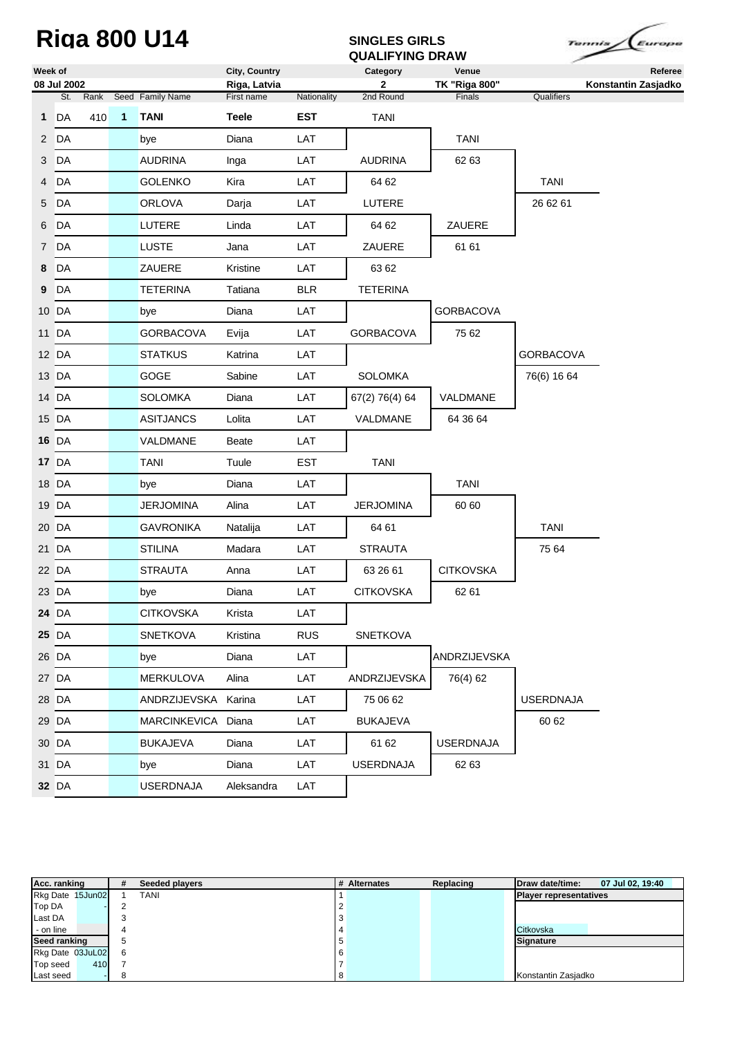# Riga 800 U14

**SINGLES GIRLS QUALIFYING DRAW**

| Week of | City, Country | Category | Venue | Referee |
|---|---|---|---|---|
| 08 Jul 2002 | Riga, Latvia | 2 | TK "Riga 800" | Konstantin Zasjadko |

| # | St. | Rank | Seed | Family Name | First name | Nationality | 2nd Round | Finals | Qualifiers |
|---|---|---|---|---|---|---|---|---|---|
| 1 | DA | 410 | 1 | **TANI** | **Teele** | **EST** | TANI | | |
| 2 | DA | | | bye | Diana | LAT | | TANI | |
| 3 | DA | | | AUDRINA | Inga | LAT | AUDRINA | 62 63 | |
| 4 | DA | | | GOLENKO | Kira | LAT | 64 62 | | TANI |
| 5 | DA | | | ORLOVA | Darja | LAT | LUTERE | | 26 62 61 |
| 6 | DA | | | LUTERE | Linda | LAT | 64 62 | ZAUERE | |
| 7 | DA | | | LUSTE | Jana | LAT | ZAUERE | 61 61 | |
| 8 | DA | | | ZAUERE | Kristine | LAT | 63 62 | | |
| 9 | DA | | | TETERINA | Tatiana | BLR | TETERINA | | |
| 10 | DA | | | bye | Diana | LAT | | GORBACOVA | |
| 11 | DA | | | GORBACOVA | Evija | LAT | GORBACOVA | 75 62 | |
| 12 | DA | | | STATKUS | Katrina | LAT | | | GORBACOVA |
| 13 | DA | | | GOGE | Sabine | LAT | SOLOMKA | | 76(6) 16 64 |
| 14 | DA | | | SOLOMKA | Diana | LAT | 67(2) 76(4) 64 | VALDMANE | |
| 15 | DA | | | ASITJANCS | Lolita | LAT | VALDMANE | 64 36 64 | |
| 16 | DA | | | VALDMANE | Beate | LAT | | | |
| 17 | DA | | | TANI | Tuule | EST | TANI | | |
| 18 | DA | | | bye | Diana | LAT | | TANI | |
| 19 | DA | | | JERJOMINA | Alina | LAT | JERJOMINA | 60 60 | |
| 20 | DA | | | GAVRONIKA | Natalija | LAT | 64 61 | | TANI |
| 21 | DA | | | STILINA | Madara | LAT | STRAUTA | | 75 64 |
| 22 | DA | | | STRAUTA | Anna | LAT | 63 26 61 | CITKOVSKA | |
| 23 | DA | | | bye | Diana | LAT | CITKOVSKA | 62 61 | |
| 24 | DA | | | CITKOVSKA | Krista | LAT | | | |
| 25 | DA | | | SNETKOVA | Kristina | RUS | SNETKOVA | | |
| 26 | DA | | | bye | Diana | LAT | | ANDRZIJEVSKA | |
| 27 | DA | | | MERKULOVA | Alina | LAT | ANDRZIJEVSKA | 76(4) 62 | |
| 28 | DA | | | ANDRZIJEVSKA | Karina | LAT | 75 06 62 | | USERDNAJA |
| 29 | DA | | | MARCINKEVICA | Diana | LAT | BUKAJEVA | | 60 62 |
| 30 | DA | | | BUKAJEVA | Diana | LAT | 61 62 | USERDNAJA | |
| 31 | DA | | | bye | Diana | LAT | USERDNAJA | 62 63 | |
| 32 | DA | | | USERDNAJA | Aleksandra | LAT | | | |

| Acc. ranking | | # | Seeded players | # | Alternates | Replacing | Draw date/time: 07 Jul 02, 19:40 |
|---|---|---|---|---|---|---|---|
| Rkg Date | 15Jun02 | 1 | TANI | 1 | | | Player representatives |
| Top DA | - | 2 | | 2 | | | |
| Last DA | | 3 | | 3 | | | |
| - on line | | 4 | | 4 | | | Citkovska |
| **Seed ranking** | | 5 | | 5 | | | **Signature** |
| Rkg Date | 03JuL02 | 6 | | 6 | | | |
| Top seed | 410 | 7 | | 7 | | | |
| Last seed | - | 8 | | 8 | | | Konstantin Zasjadko |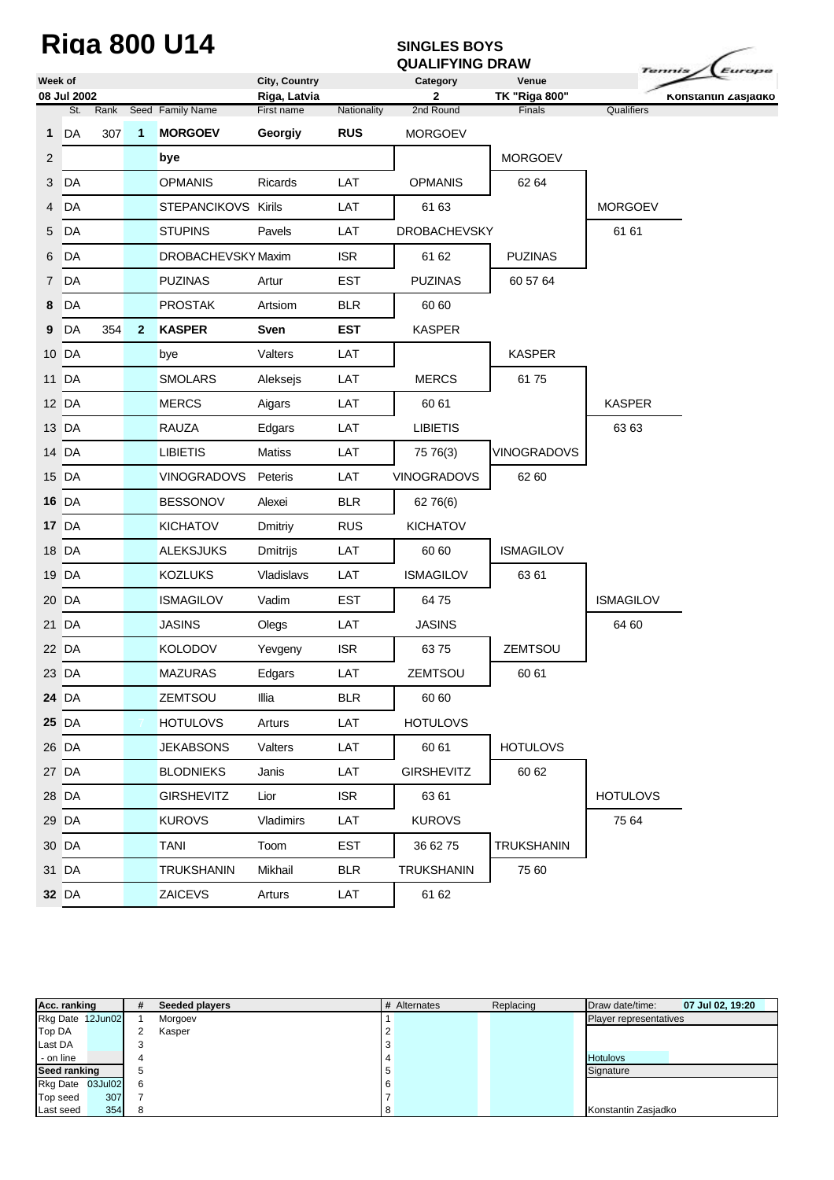# Riga 800 U14

**SINGLES BOYS**
**QUALIFYING DRAW**

| Week of | City, Country | Category | Venue | |
|---|---|---|---|---|
| 08 Jul 2002 | Riga, Latvia | 2 | TK "Riga 800" | Konstantin Zasjadko |

| # | St. | Rank | Seed | Family Name | First name | Nationality | 2nd Round | Finals | Qualifiers |
|---|---|---|---|---|---|---|---|---|---|
| **1** | DA | 307 | **1** | **MORGOEV** | **Georgiy** | **RUS** | MORGOEV | | |
| 2 | | | | **bye** | | | | MORGOEV | |
| 3 | DA | | | OPMANIS | Ricards | LAT | OPMANIS | 62 64 | |
| 4 | DA | | | STEPANCIKOVS | Kirils | LAT | 61 63 | | MORGOEV |
| 5 | DA | | | STUPINS | Pavels | LAT | DROBACHEVSKY | | 61 61 |
| 6 | DA | | | DROBACHEVSKY | Maxim | ISR | 61 62 | PUZINAS | |
| 7 | DA | | | PUZINAS | Artur | EST | PUZINAS | 60 57 64 | |
| **8** | DA | | | PROSTAK | Artsiom | BLR | 60 60 | | |
| **9** | DA | 354 | **2** | **KASPER** | **Sven** | **EST** | KASPER | | |
| 10 | DA | | | bye | Valters | LAT | | KASPER | |
| 11 | DA | | | SMOLARS | Aleksejs | LAT | MERCS | 61 75 | |
| 12 | DA | | | MERCS | Aigars | LAT | 60 61 | | KASPER |
| 13 | DA | | | RAUZA | Edgars | LAT | LIBIETIS | | 63 63 |
| 14 | DA | | | LIBIETIS | Matiss | LAT | 75 76(3) | VINOGRADOVS | |
| 15 | DA | | | VINOGRADOVS | Peteris | LAT | VINOGRADOVS | 62 60 | |
| **16** | DA | | | BESSONOV | Alexei | BLR | 62 76(6) | | |
| **17** | DA | | | KICHATOV | Dmitriy | RUS | KICHATOV | | |
| 18 | DA | | | ALEKSJUKS | Dmitrijs | LAT | 60 60 | ISMAGILOV | |
| 19 | DA | | | KOZLUKS | Vladislavs | LAT | ISMAGILOV | 63 61 | |
| 20 | DA | | | ISMAGILOV | Vadim | EST | 64 75 | | ISMAGILOV |
| 21 | DA | | | JASINS | Olegs | LAT | JASINS | | 64 60 |
| 22 | DA | | | KOLODOV | Yevgeny | ISR | 63 75 | ZEMTSOU | |
| 23 | DA | | | MAZURAS | Edgars | LAT | ZEMTSOU | 60 61 | |
| **24** | DA | | | ZEMTSOU | Illia | BLR | 60 60 | | |
| **25** | DA | | | HOTULOVS | Arturs | LAT | HOTULOVS | | |
| 26 | DA | | | JEKABSONS | Valters | LAT | 60 61 | HOTULOVS | |
| 27 | DA | | | BLODNIEKS | Janis | LAT | GIRSHEVITZ | 60 62 | |
| 28 | DA | | | GIRSHEVITZ | Lior | ISR | 63 61 | | HOTULOVS |
| 29 | DA | | | KUROVS | Vladimirs | LAT | KUROVS | | 75 64 |
| 30 | DA | | | TANI | Toom | EST | 36 62 75 | TRUKSHANIN | |
| 31 | DA | | | TRUKSHANIN | Mikhail | BLR | TRUKSHANIN | 75 60 | |
| **32** | DA | | | ZAICEVS | Arturs | LAT | 61 62 | | |

| Acc. ranking | | # | Seeded players | # | Alternates | Replacing | Draw date/time: | 07 Jul 02, 19:20 |
|---|---|---|---|---|---|---|---|---|
| Rkg Date | 12Jun02 | 1 | Morgoev | 1 | | | Player representatives | |
| Top DA | | 2 | Kasper | 2 | | | | |
| Last DA | | 3 | | 3 | | | | |
| - on line | | 4 | | 4 | | | Hotulovs | |
| **Seed ranking** | | 5 | | 5 | | | Signature | |
| Rkg Date | 03Jul02 | 6 | | 6 | | | | |
| Top seed | 307 | 7 | | 7 | | | | |
| Last seed | 354 | 8 | | 8 | | | Konstantin Zasjadko | |